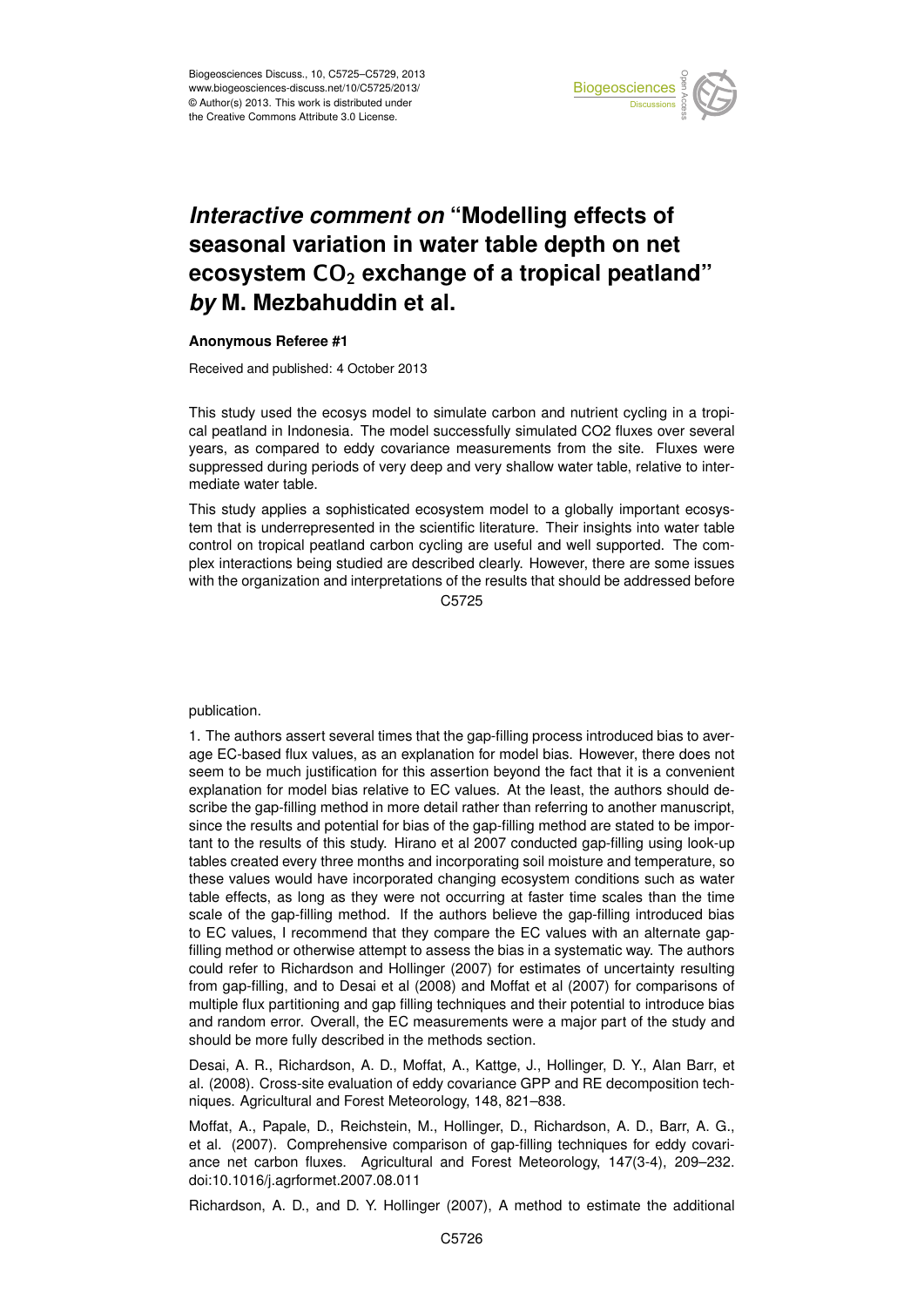# *Interactive comment on* "Modelling effects of seasonal variation in water table depth on net ecosystem $CO_2$ exchange of a tropical peatland" *by* M. Mezbahuddin et al.

**Anonymous Referee #1**

Received and published: 4 October 2013

This study used the ecosys model to simulate carbon and nutrient cycling in a tropical peatland in Indonesia. The model successfully simulated CO2 fluxes over several years, as compared to eddy covariance measurements from the site. Fluxes were suppressed during periods of very deep and very shallow water table, relative to intermediate water table.

This study applies a sophisticated ecosystem model to a globally important ecosystem that is underrepresented in the scientific literature. Their insights into water table control on tropical peatland carbon cycling are useful and well supported. The complex interactions being studied are described clearly. However, there are some issues with the organization and interpretations of the results that should be addressed before publication.

1. The authors assert several times that the gap-filling process introduced bias to average EC-based flux values, as an explanation for model bias. However, there does not seem to be much justification for this assertion beyond the fact that it is a convenient explanation for model bias relative to EC values. At the least, the authors should describe the gap-filling method in more detail rather than referring to another manuscript, since the results and potential for bias of the gap-filling method are stated to be important to the results of this study. Hirano et al 2007 conducted gap-filling using look-up tables created every three months and incorporating soil moisture and temperature, so these values would have incorporated changing ecosystem conditions such as water table effects, as long as they were not occurring at faster time scales than the time scale of the gap-filling method. If the authors believe the gap-filling introduced bias to EC values, I recommend that they compare the EC values with an alternate gap-filling method or otherwise attempt to assess the bias in a systematic way. The authors could refer to Richardson and Hollinger (2007) for estimates of uncertainty resulting from gap-filling, and to Desai et al (2008) and Moffat et al (2007) for comparisons of multiple flux partitioning and gap filling techniques and their potential to introduce bias and random error. Overall, the EC measurements were a major part of the study and should be more fully described in the methods section.

Desai, A. R., Richardson, A. D., Moffat, A., Kattge, J., Hollinger, D. Y., Alan Barr, et al. (2008). Cross-site evaluation of eddy covariance GPP and RE decomposition techniques. Agricultural and Forest Meteorology, 148, 821–838.

Moffat, A., Papale, D., Reichstein, M., Hollinger, D., Richardson, A. D., Barr, A. G., et al. (2007). Comprehensive comparison of gap-filling techniques for eddy covariance net carbon fluxes. Agricultural and Forest Meteorology, 147(3-4), 209–232. doi:10.1016/j.agrformet.2007.08.011

Richardson, A. D., and D. Y. Hollinger (2007), A method to estimate the additional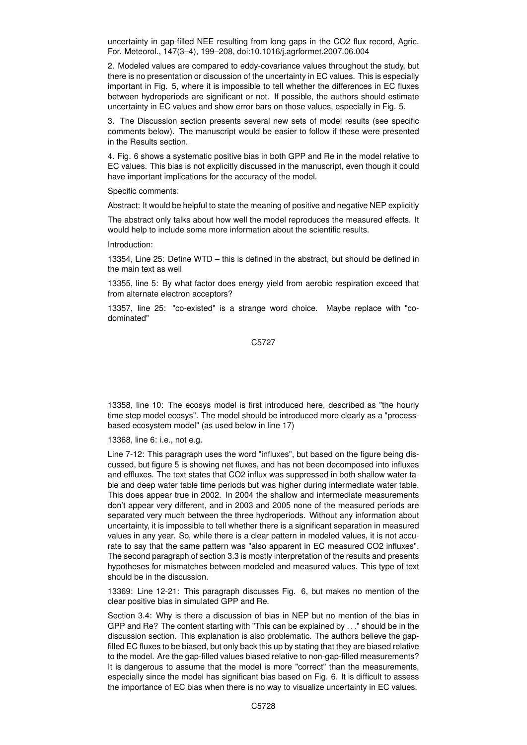uncertainty in gap-filled NEE resulting from long gaps in the CO2 flux record, Agric. For. Meteorol., 147(3–4), 199–208, doi:10.1016/j.agrformet.2007.06.004

2. Modeled values are compared to eddy-covariance values throughout the study, but there is no presentation or discussion of the uncertainty in EC values. This is especially important in Fig. 5, where it is impossible to tell whether the differences in EC fluxes between hydroperiods are significant or not. If possible, the authors should estimate uncertainty in EC values and show error bars on those values, especially in Fig. 5.

3. The Discussion section presents several new sets of model results (see specific comments below). The manuscript would be easier to follow if these were presented in the Results section.

4. Fig. 6 shows a systematic positive bias in both GPP and Re in the model relative to EC values. This bias is not explicitly discussed in the manuscript, even though it could have important implications for the accuracy of the model.

Specific comments:

Abstract: It would be helpful to state the meaning of positive and negative NEP explicitly

The abstract only talks about how well the model reproduces the measured effects. It would help to include some more information about the scientific results.

Introduction:

13354, Line 25: Define WTD – this is defined in the abstract, but should be defined in the main text as well

13355, line 5: By what factor does energy yield from aerobic respiration exceed that from alternate electron acceptors?

13357, line 25: "co-existed" is a strange word choice. Maybe replace with "co-dominated"

13358, line 10: The ecosys model is first introduced here, described as "the hourly time step model ecosys". The model should be introduced more clearly as a "process-based ecosystem model" (as used below in line 17)

13368, line 6: i.e., not e.g.

Line 7-12: This paragraph uses the word "influxes", but based on the figure being discussed, but figure 5 is showing net fluxes, and has not been decomposed into influxes and effluxes. The text states that CO2 influx was suppressed in both shallow water table and deep water table time periods but was higher during intermediate water table. This does appear true in 2002. In 2004 the shallow and intermediate measurements don't appear very different, and in 2003 and 2005 none of the measured periods are separated very much between the three hydroperiods. Without any information about uncertainty, it is impossible to tell whether there is a significant separation in measured values in any year. So, while there is a clear pattern in modeled values, it is not accurate to say that the same pattern was "also apparent in EC measured CO2 influxes". The second paragraph of section 3.3 is mostly interpretation of the results and presents hypotheses for mismatches between modeled and measured values. This type of text should be in the discussion.

13369: Line 12-21: This paragraph discusses Fig. 6, but makes no mention of the clear positive bias in simulated GPP and Re.

Section 3.4: Why is there a discussion of bias in NEP but no mention of the bias in GPP and Re? The content starting with "This can be explained by . . ." should be in the discussion section. This explanation is also problematic. The authors believe the gap-filled EC fluxes to be biased, but only back this up by stating that they are biased relative to the model. Are the gap-filled values biased relative to non-gap-filled measurements? It is dangerous to assume that the model is more "correct" than the measurements, especially since the model has significant bias based on Fig. 6. It is difficult to assess the importance of EC bias when there is no way to visualize uncertainty in EC values.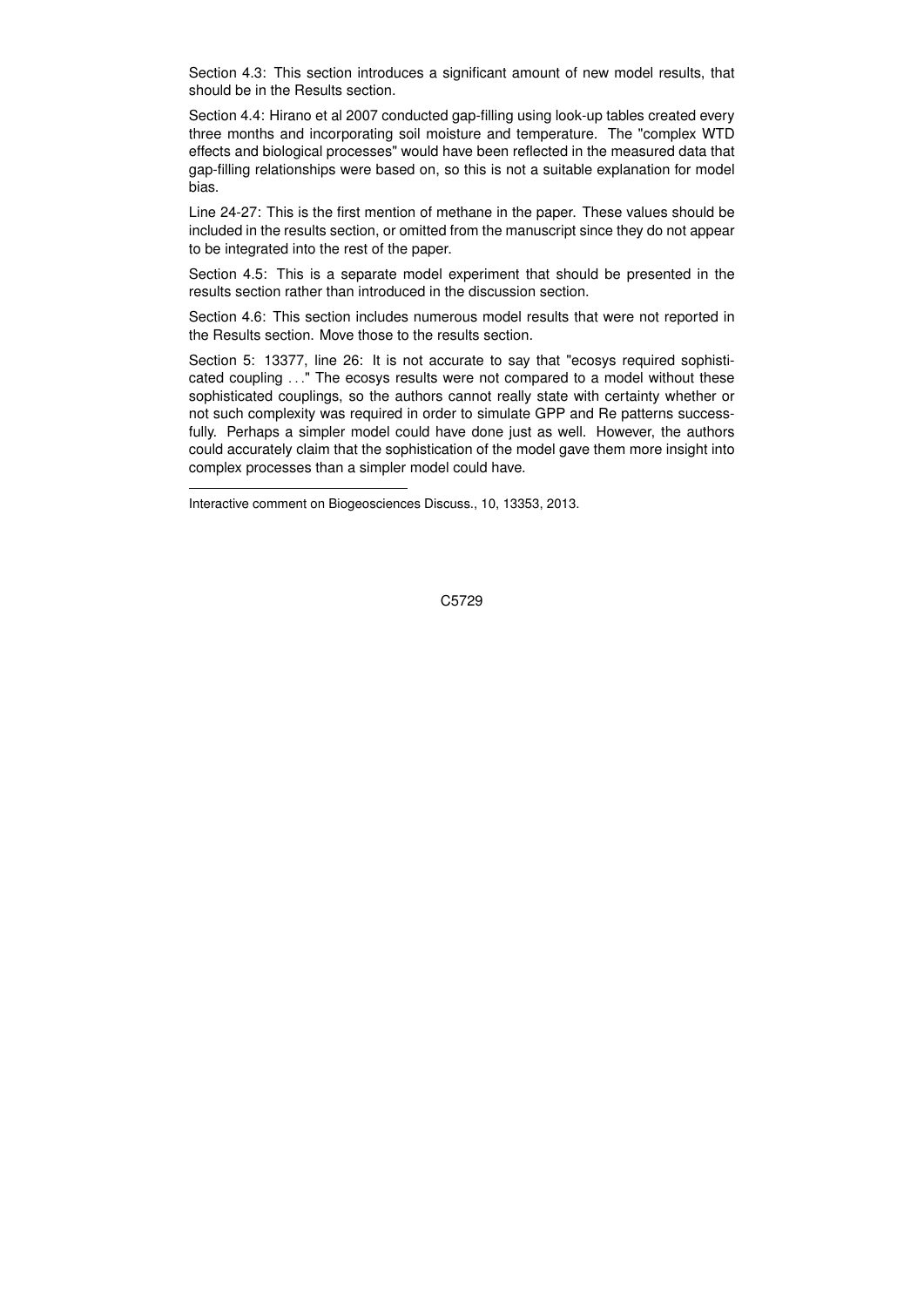Section 4.3: This section introduces a significant amount of new model results, that should be in the Results section.

Section 4.4: Hirano et al 2007 conducted gap-filling using look-up tables created every three months and incorporating soil moisture and temperature. The "complex WTD effects and biological processes" would have been reflected in the measured data that gap-filling relationships were based on, so this is not a suitable explanation for model bias.

Line 24-27: This is the first mention of methane in the paper. These values should be included in the results section, or omitted from the manuscript since they do not appear to be integrated into the rest of the paper.

Section 4.5: This is a separate model experiment that should be presented in the results section rather than introduced in the discussion section.

Section 4.6: This section includes numerous model results that were not reported in the Results section. Move those to the results section.

Section 5: 13377, line 26: It is not accurate to say that "ecosys required sophisticated coupling ..." The ecosys results were not compared to a model without these sophisticated couplings, so the authors cannot really state with certainty whether or not such complexity was required in order to simulate GPP and Re patterns successfully. Perhaps a simpler model could have done just as well. However, the authors could accurately claim that the sophistication of the model gave them more insight into complex processes than a simpler model could have.

---

Interactive comment on Biogeosciences Discuss., 10, 13353, 2013.